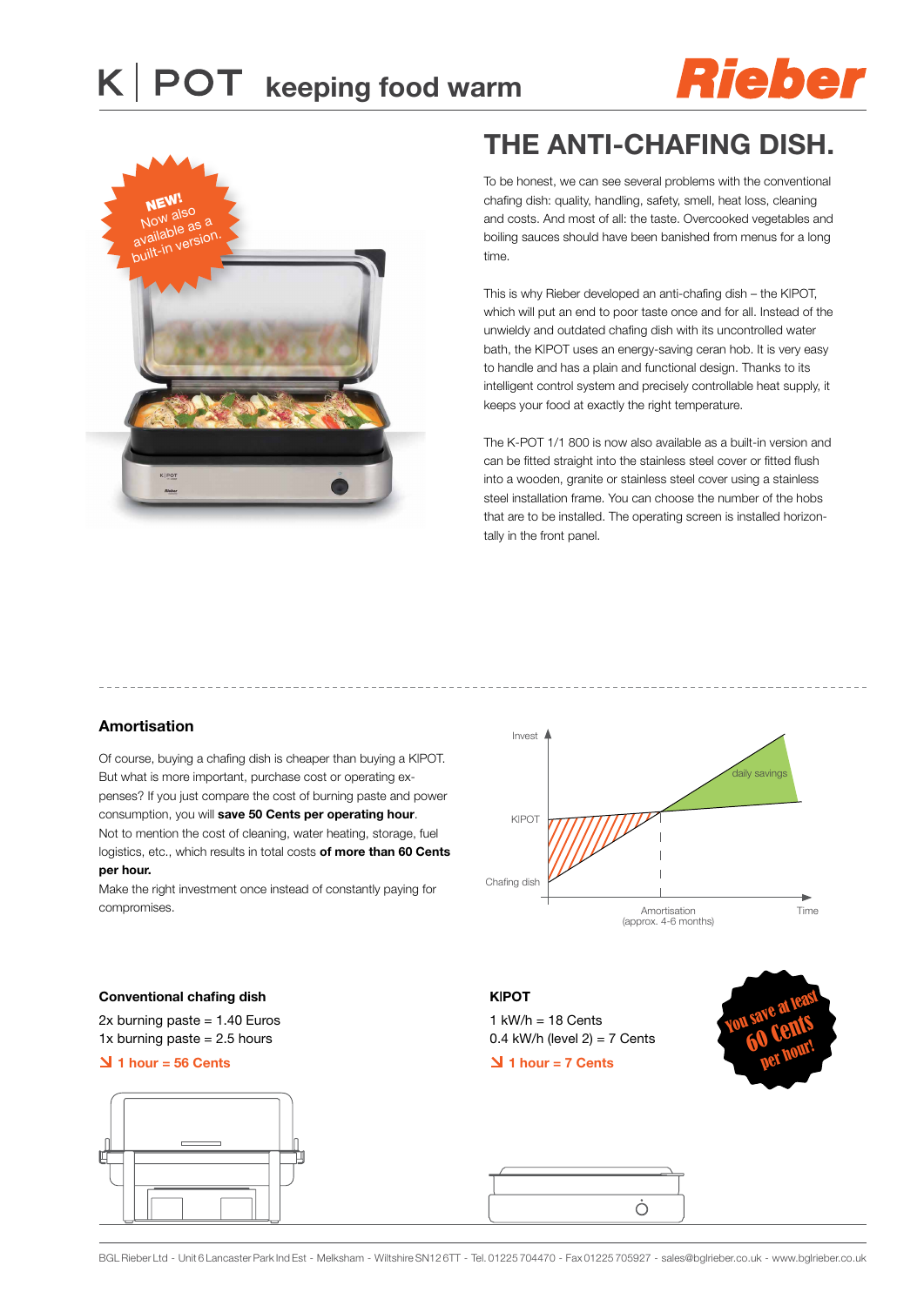# K|POT keeping food warm

Rieber

NEW! Now also available as a built-in version.

## THE ANTI-CHAFING DISH.

To be honest, we can see several problems with the conventional chafing dish: quality, handling, safety, smell, heat loss, cleaning and costs. And most of all: the taste. Overcooked vegetables and boiling sauces should have been banished from menus for a long time.

This is why Rieber developed an anti-chafing dish – the K|POT, which will put an end to poor taste once and for all. Instead of the unwieldy and outdated chafing dish with its uncontrolled water bath, the K|POT uses an energy-saving ceran hob. It is very easy to handle and has a plain and functional design. Thanks to its intelligent control system and precisely controllable heat supply, it keeps your food at exactly the right temperature.

The K-POT 1/1 800 is now also available as a built-in version and can be fitted straight into the stainless steel cover or fitted flush into a wooden, granite or stainless steel cover using a stainless steel installation frame. You can choose the number of the hobs that are to be installed. The operating screen is installed horizontally in the front panel.

### Amortisation

Of course, buying a chafing dish is cheaper than buying a K|POT. But what is more important, purchase cost or operating expenses? If you just compare the cost of burning paste and power consumption, you will **save 50 Cents per operating hour**. Not to mention the cost of cleaning, water heating, storage, fuel logistics, etc., which results in total costs **of more than 60 Cents per hour.**
Make the right investment once instead of constantly paying for compromises.

Invest | K|POT | Chafing dish | daily savings | Amortisation (approx. 4-6 months) | Time

**Conventional chafing dish**

2x burning paste = 1.40 Euros
1x burning paste = 2.5 hours

**1 hour = 56 Cents**

**K|POT**

1 kW/h = 18 Cents
0.4 kW/h (level 2) = 7 Cents

**1 hour = 7 Cents**

You save at least 60 Cents per hour!

BGL Rieber Ltd - Unit 6 Lancaster Park Ind Est - Melksham - Wiltshire SN12 6TT - Tel. 01225 704470 - Fax 01225 705927 - sales@bglrieber.co.uk - www.bglrieber.co.uk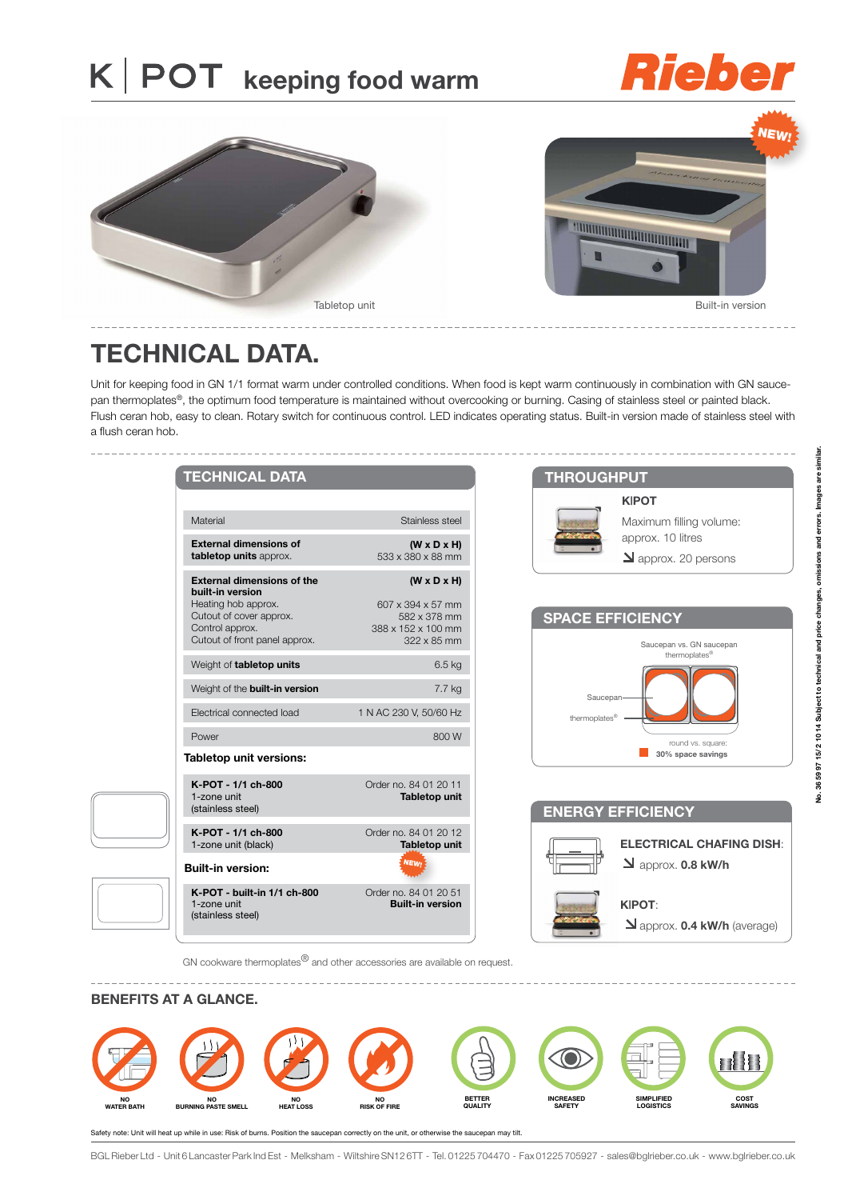# K | POT keeping food warm

Rieber

NEW!

Tabletop unit

Built-in version

## TECHNICAL DATA.

Unit for keeping food in GN 1/1 format warm under controlled conditions. When food is kept warm continuously in combination with GN saucepan thermoplates®, the optimum food temperature is maintained without overcooking or burning. Casing of stainless steel or painted black. Flush ceran hob, easy to clean. Rotary switch for continuous control. LED indicates operating status. Built-in version made of stainless steel with a flush ceran hob.

### TECHNICAL DATA

| | |
|---|---|
| Material | Stainless steel |
| **External dimensions of tabletop units** approx. | **(W x D x H)** 533 x 380 x 88 mm |
| **External dimensions of the built-in version** | **(W x D x H)** |
| Heating hob approx. | 607 x 394 x 57 mm |
| Cutout of cover approx. | 582 x 378 mm |
| Control approx. | 388 x 152 x 100 mm |
| Cutout of front panel approx. | 322 x 85 mm |
| Weight of **tabletop units** | 6.5 kg |
| Weight of the **built-in version** | 7.7 kg |
| Electrical connected load | 1 N AC 230 V, 50/60 Hz |
| Power | 800 W |

**Tabletop unit versions:**

| | |
|---|---|
| **K-POT - 1/1 ch-800** 1-zone unit (stainless steel) | Order no. 84 01 20 11 **Tabletop unit** |
| **K-POT - 1/1 ch-800** 1-zone unit (black) | Order no. 84 01 20 12 **Tabletop unit** |

**Built-in version:** NEW!

| | |
|---|---|
| **K-POT - built-in 1/1 ch-800** 1-zone unit (stainless steel) | Order no. 84 01 20 51 **Built-in version** |

GN cookware thermoplates® and other accessories are available on request.

### THROUGHPUT

**K|POT**

Maximum filling volume: approx. 10 litres

↘ approx. 20 persons

### SPACE EFFICIENCY

Saucepan vs. GN saucepan thermoplates®

Saucepan

thermoplates®

round vs. square:

**30% space savings**

### ENERGY EFFICIENCY

**ELECTRICAL CHAFING DISH:**

↘ approx. **0.8 kW/h**

**K|POT:**

↘ approx. **0.4 kW/h** (average)

### BENEFITS AT A GLANCE.

NO WATER BATH · NO BURNING PASTE SMELL · NO HEAT LOSS · NO RISK OF FIRE · BETTER QUALITY · INCREASED SAFETY · SIMPLIFIED LOGISTICS · COST SAVINGS

Safety note: Unit will heat up while in use: Risk of burns. Position the saucepan correctly on the unit, or otherwise the saucepan may tilt.

No. 36 59 97 15/2 10 14 Subject to technical and price changes, omissions and errors. Images are similar.

BGL Rieber Ltd - Unit 6 Lancaster Park Ind Est - Melksham - Wiltshire SN12 6TT - Tel. 01225 704470 - Fax 01225 705927 - sales@bglrieber.co.uk - www.bglrieber.co.uk